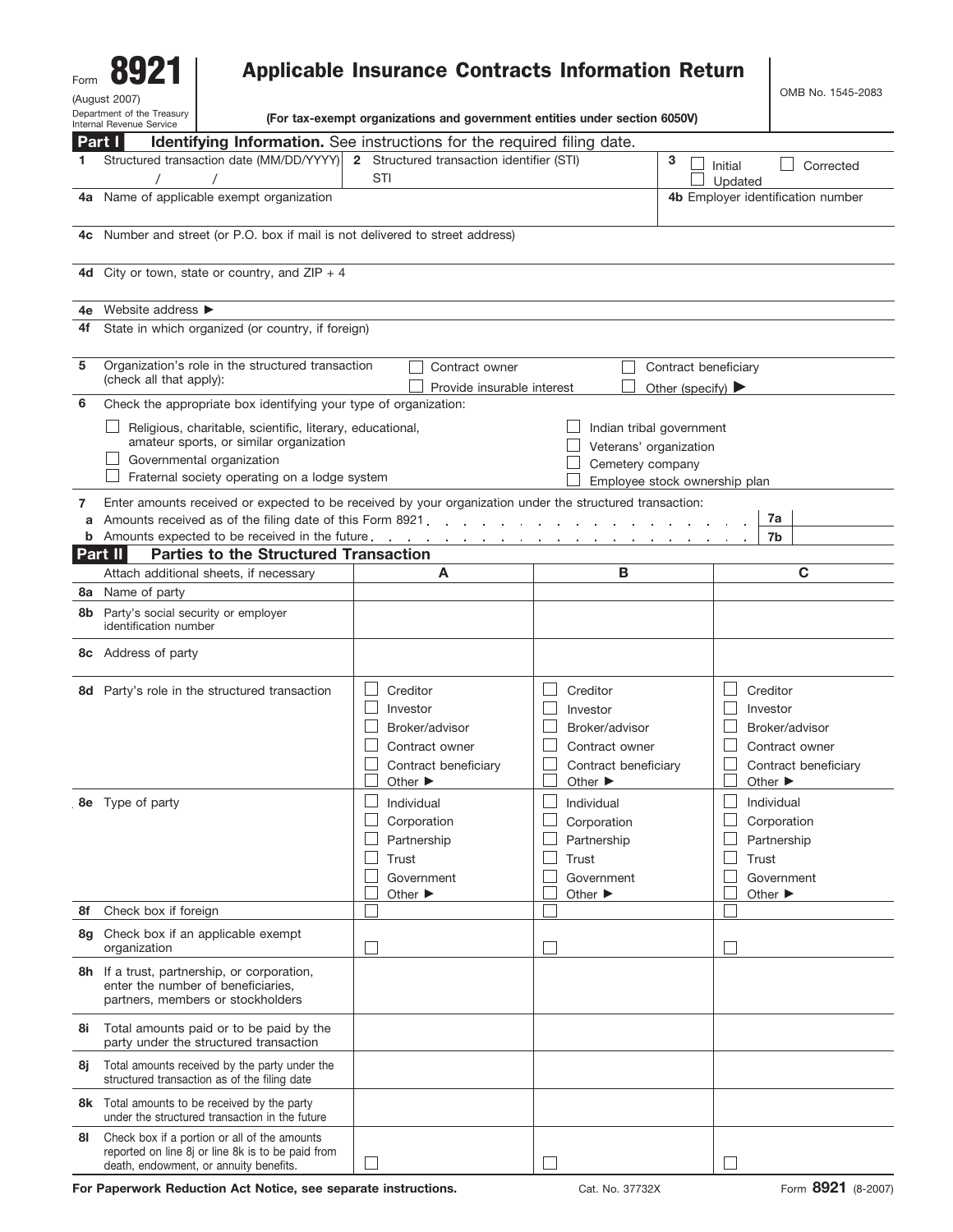Form **8921**
(August 2007)
Department of the Treasury
Internal Revenue Service

# Applicable Insurance Contracts Information Return

**(For tax-exempt organizations and government entities under section 6050V)**

OMB No. 1545-2083

## Part I — Identifying Information. See instructions for the required filing date.

**1** Structured transaction date (MM/DD/YYYY) / /

**2** Structured transaction identifier (STI)
STI

**3** ☐ Initial ☐ Corrected ☐ Updated

**4a** Name of applicable exempt organization

**4b** Employer identification number

**4c** Number and street (or P.O. box if mail is not delivered to street address)

**4d** City or town, state or country, and ZIP + 4

**4e** Website address ▶

**4f** State in which organized (or country, if foreign)

**5** Organization's role in the structured transaction (check all that apply):
☐ Contract owner ☐ Contract beneficiary
☐ Provide insurable interest ☐ Other (specify) ▶

**6** Check the appropriate box identifying your type of organization:
☐ Religious, charitable, scientific, literary, educational, amateur sports, or similar organization
☐ Governmental organization
☐ Fraternal society operating on a lodge system
☐ Indian tribal government
☐ Veterans' organization
☐ Cemetery company
☐ Employee stock ownership plan

**7** Enter amounts received or expected to be received by your organization under the structured transaction:
**a** Amounts received as of the filing date of this Form 8921 . . . . . **7a**
**b** Amounts expected to be received in the future . . . . . **7b**

## Part II — Parties to the Structured Transaction

| Attach additional sheets, if necessary | A | B | C |
|---|---|---|---|
| **8a** Name of party | | | |
| **8b** Party's social security or employer identification number | | | |
| **8c** Address of party | | | |
| **8d** Party's role in the structured transaction | ☐ Creditor<br>☐ Investor<br>☐ Broker/advisor<br>☐ Contract owner<br>☐ Contract beneficiary<br>☐ Other ▶ | ☐ Creditor<br>☐ Investor<br>☐ Broker/advisor<br>☐ Contract owner<br>☐ Contract beneficiary<br>☐ Other ▶ | ☐ Creditor<br>☐ Investor<br>☐ Broker/advisor<br>☐ Contract owner<br>☐ Contract beneficiary<br>☐ Other ▶ |
| **8e** Type of party | ☐ Individual<br>☐ Corporation<br>☐ Partnership<br>☐ Trust<br>☐ Government<br>☐ Other ▶ | ☐ Individual<br>☐ Corporation<br>☐ Partnership<br>☐ Trust<br>☐ Government<br>☐ Other ▶ | ☐ Individual<br>☐ Corporation<br>☐ Partnership<br>☐ Trust<br>☐ Government<br>☐ Other ▶ |
| **8f** Check box if foreign | ☐ | ☐ | ☐ |
| **8g** Check box if an applicable exempt organization | ☐ | ☐ | ☐ |
| **8h** If a trust, partnership, or corporation, enter the number of beneficiaries, partners, members or stockholders | | | |
| **8i** Total amounts paid or to be paid by the party under the structured transaction | | | |
| **8j** Total amounts received by the party under the structured transaction as of the filing date | | | |
| **8k** Total amounts to be received by the party under the structured transaction in the future | | | |
| **8l** Check box if a portion or all of the amounts reported on line 8j or line 8k is to be paid from death, endowment, or annuity benefits. | ☐ | ☐ | ☐ |

**For Paperwork Reduction Act Notice, see separate instructions.** Cat. No. 37732X Form **8921** (8-2007)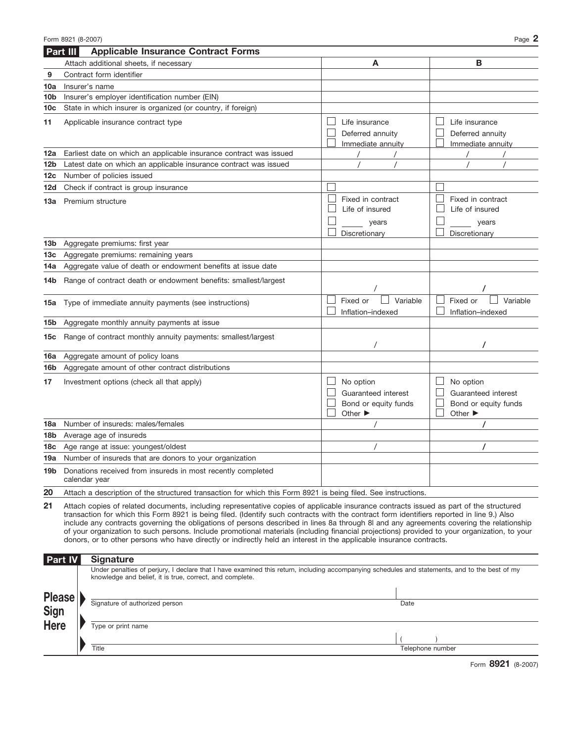Form 8921 (8-2007)

## Part III Applicable Insurance Contract Forms

| | Attach additional sheets, if necessary | A | B |
|---|---|---|---|
| 9 | Contract form identifier | | |
| 10a | Insurer's name | | |
| 10b | Insurer's employer identification number (EIN) | | |
| 10c | State in which insurer is organized (or country, if foreign) | | |
| 11 | Applicable insurance contract type | ☐ Life insurance ☐ Deferred annuity ☐ Immediate annuity | ☐ Life insurance ☐ Deferred annuity ☐ Immediate annuity |
| 12a | Earliest date on which an applicable insurance contract was issued | / / | / / |
| 12b | Latest date on which an applicable insurance contract was issued | / / | / / |
| 12c | Number of policies issued | | |
| 12d | Check if contract is group insurance | ☐ | ☐ |
| 13a | Premium structure | ☐ Fixed in contract ☐ Life of insured ☐ _____ years ☐ Discretionary | ☐ Fixed in contract ☐ Life of insured ☐ _____ years ☐ Discretionary |
| 13b | Aggregate premiums: first year | | |
| 13c | Aggregate premiums: remaining years | | |
| 14a | Aggregate value of death or endowment benefits at issue date | | |
| 14b | Range of contract death or endowment benefits: smallest/largest | / | / |
| 15a | Type of immediate annuity payments (see instructions) | ☐ Fixed or ☐ Variable ☐ Inflation–indexed | ☐ Fixed or ☐ Variable ☐ Inflation–indexed |
| 15b | Aggregate monthly annuity payments at issue | | |
| 15c | Range of contract monthly annuity payments: smallest/largest | / | / |
| 16a | Aggregate amount of policy loans | | |
| 16b | Aggregate amount of other contract distributions | | |
| 17 | Investment options (check all that apply) | ☐ No option ☐ Guaranteed interest ☐ Bond or equity funds ☐ Other ► | ☐ No option ☐ Guaranteed interest ☐ Bond or equity funds ☐ Other ► |
| 18a | Number of insureds: males/females | / | / |
| 18b | Average age of insureds | | |
| 18c | Age range at issue: youngest/oldest | / | / |
| 19a | Number of insureds that are donors to your organization | | |
| 19b | Donations received from insureds in most recently completed calendar year | | |

**20** Attach a description of the structured transaction for which this Form 8921 is being filed. See instructions.

**21** Attach copies of related documents, including representative copies of applicable insurance contracts issued as part of the structured transaction for which this Form 8921 is being filed. (Identify such contracts with the contract form identifiers reported in line 9.) Also include any contracts governing the obligations of persons described in lines 8a through 8l and any agreements covering the relationship of your organization to such persons. Include promotional materials (including financial projections) provided to your organization, to your donors, or to other persons who have directly or indirectly held an interest in the applicable insurance contracts.

## Part IV Signature

Under penalties of perjury, I declare that I have examined this return, including accompanying schedules and statements, and to the best of my knowledge and belief, it is true, correct, and complete.

**Please Sign Here**

► Signature of authorized person ______________________ Date ______________

► Type or print name ______________________

► Title ______________________ Telephone number ( )

Form **8921** (8-2007)